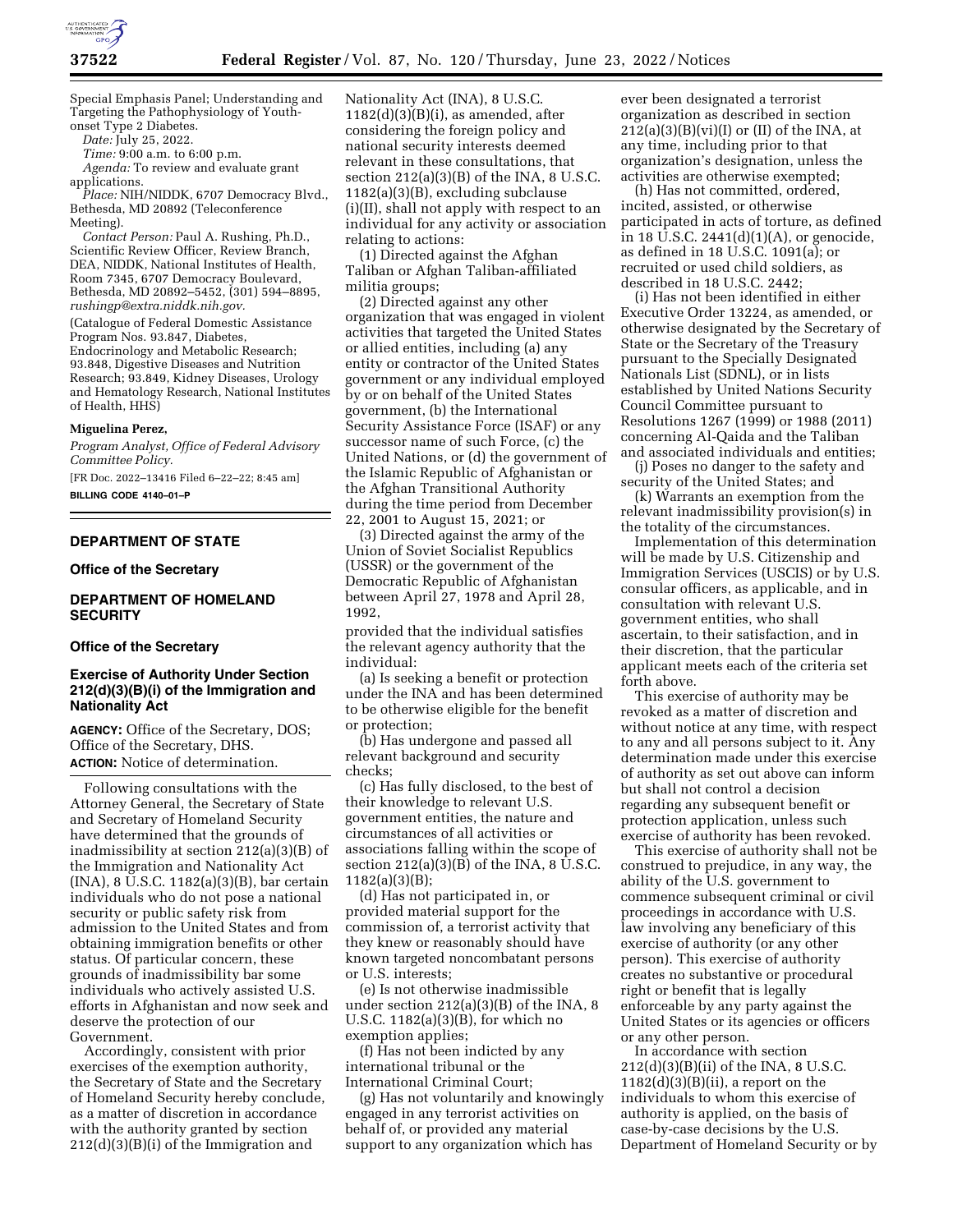Special Emphasis Panel; Understanding and Targeting the Pathophysiology of Youth-onset Type 2 Diabetes.

*Date:* July 25, 2022.

*Time:* 9:00 a.m. to 6:00 p.m.

*Agenda:* To review and evaluate grant applications.

*Place:* NIH/NIDDK, 6707 Democracy Blvd., Bethesda, MD 20892 (Teleconference Meeting).

*Contact Person:* Paul A. Rushing, Ph.D., Scientific Review Officer, Review Branch, DEA, NIDDK, National Institutes of Health, Room 7345, 6707 Democracy Boulevard, Bethesda, MD 20892–5452, (301) 594–8895, *rushingp@extra.niddk.nih.gov.*

(Catalogue of Federal Domestic Assistance Program Nos. 93.847, Diabetes, Endocrinology and Metabolic Research; 93.848, Digestive Diseases and Nutrition Research; 93.849, Kidney Diseases, Urology and Hematology Research, National Institutes of Health, HHS)

**Miguelina Perez,**

*Program Analyst, Office of Federal Advisory Committee Policy.*

[FR Doc. 2022–13416 Filed 6–22–22; 8:45 am]

**BILLING CODE 4140–01–P**

---

## DEPARTMENT OF STATE

### Office of the Secretary

## DEPARTMENT OF HOMELAND SECURITY

### Office of the Secretary

### Exercise of Authority Under Section 212(d)(3)(B)(i) of the Immigration and Nationality Act

**AGENCY:** Office of the Secretary, DOS; Office of the Secretary, DHS.

**ACTION:** Notice of determination.

Following consultations with the Attorney General, the Secretary of State and Secretary of Homeland Security have determined that the grounds of inadmissibility at section 212(a)(3)(B) of the Immigration and Nationality Act (INA), 8 U.S.C. 1182(a)(3)(B), bar certain individuals who do not pose a national security or public safety risk from admission to the United States and from obtaining immigration benefits or other status. Of particular concern, these grounds of inadmissibility bar some individuals who actively assisted U.S. efforts in Afghanistan and now seek and deserve the protection of our Government.

Accordingly, consistent with prior exercises of the exemption authority, the Secretary of State and the Secretary of Homeland Security hereby conclude, as a matter of discretion in accordance with the authority granted by section 212(d)(3)(B)(i) of the Immigration and Nationality Act (INA), 8 U.S.C. 1182(d)(3)(B)(i), as amended, after considering the foreign policy and national security interests deemed relevant in these consultations, that section 212(a)(3)(B) of the INA, 8 U.S.C. 1182(a)(3)(B), excluding subclause (i)(II), shall not apply with respect to an individual for any activity or association relating to actions:

(1) Directed against the Afghan Taliban or Afghan Taliban-affiliated militia groups;

(2) Directed against any other organization that was engaged in violent activities that targeted the United States or allied entities, including (a) any entity or contractor of the United States government or any individual employed by or on behalf of the United States government, (b) the International Security Assistance Force (ISAF) or any successor name of such Force, (c) the United Nations, or (d) the government of the Islamic Republic of Afghanistan or the Afghan Transitional Authority during the time period from December 22, 2001 to August 15, 2021; or

(3) Directed against the army of the Union of Soviet Socialist Republics (USSR) or the government of the Democratic Republic of Afghanistan between April 27, 1978 and April 28, 1992,

provided that the individual satisfies the relevant agency authority that the individual:

(a) Is seeking a benefit or protection under the INA and has been determined to be otherwise eligible for the benefit or protection;

(b) Has undergone and passed all relevant background and security checks;

(c) Has fully disclosed, to the best of their knowledge to relevant U.S. government entities, the nature and circumstances of all activities or associations falling within the scope of section 212(a)(3)(B) of the INA, 8 U.S.C. 1182(a)(3)(B);

(d) Has not participated in, or provided material support for the commission of, a terrorist activity that they knew or reasonably should have known targeted noncombatant persons or U.S. interests;

(e) Is not otherwise inadmissible under section 212(a)(3)(B) of the INA, 8 U.S.C. 1182(a)(3)(B), for which no exemption applies;

(f) Has not been indicted by any international tribunal or the International Criminal Court;

(g) Has not voluntarily and knowingly engaged in any terrorist activities on behalf of, or provided any material support to any organization which has ever been designated a terrorist organization as described in section 212(a)(3)(B)(vi)(I) or (II) of the INA, at any time, including prior to that organization's designation, unless the activities are otherwise exempted;

(h) Has not committed, ordered, incited, assisted, or otherwise participated in acts of torture, as defined in 18 U.S.C. 2441(d)(1)(A), or genocide, as defined in 18 U.S.C. 1091(a); or recruited or used child soldiers, as described in 18 U.S.C. 2442;

(i) Has not been identified in either Executive Order 13224, as amended, or otherwise designated by the Secretary of State or the Secretary of the Treasury pursuant to the Specially Designated Nationals List (SDNL), or in lists established by United Nations Security Council Committee pursuant to Resolutions 1267 (1999) or 1988 (2011) concerning Al-Qaida and the Taliban and associated individuals and entities;

(j) Poses no danger to the safety and security of the United States; and

(k) Warrants an exemption from the relevant inadmissibility provision(s) in the totality of the circumstances.

Implementation of this determination will be made by U.S. Citizenship and Immigration Services (USCIS) or by U.S. consular officers, as applicable, and in consultation with relevant U.S. government entities, who shall ascertain, to their satisfaction, and in their discretion, that the particular applicant meets each of the criteria set forth above.

This exercise of authority may be revoked as a matter of discretion and without notice at any time, with respect to any and all persons subject to it. Any determination made under this exercise of authority as set out above can inform but shall not control a decision regarding any subsequent benefit or protection application, unless such exercise of authority has been revoked.

This exercise of authority shall not be construed to prejudice, in any way, the ability of the U.S. government to commence subsequent criminal or civil proceedings in accordance with U.S. law involving any beneficiary of this exercise of authority (or any other person). This exercise of authority creates no substantive or procedural right or benefit that is legally enforceable by any party against the United States or its agencies or officers or any other person.

In accordance with section 212(d)(3)(B)(ii) of the INA, 8 U.S.C. 1182(d)(3)(B)(ii), a report on the individuals to whom this exercise of authority is applied, on the basis of case-by-case decisions by the U.S. Department of Homeland Security or by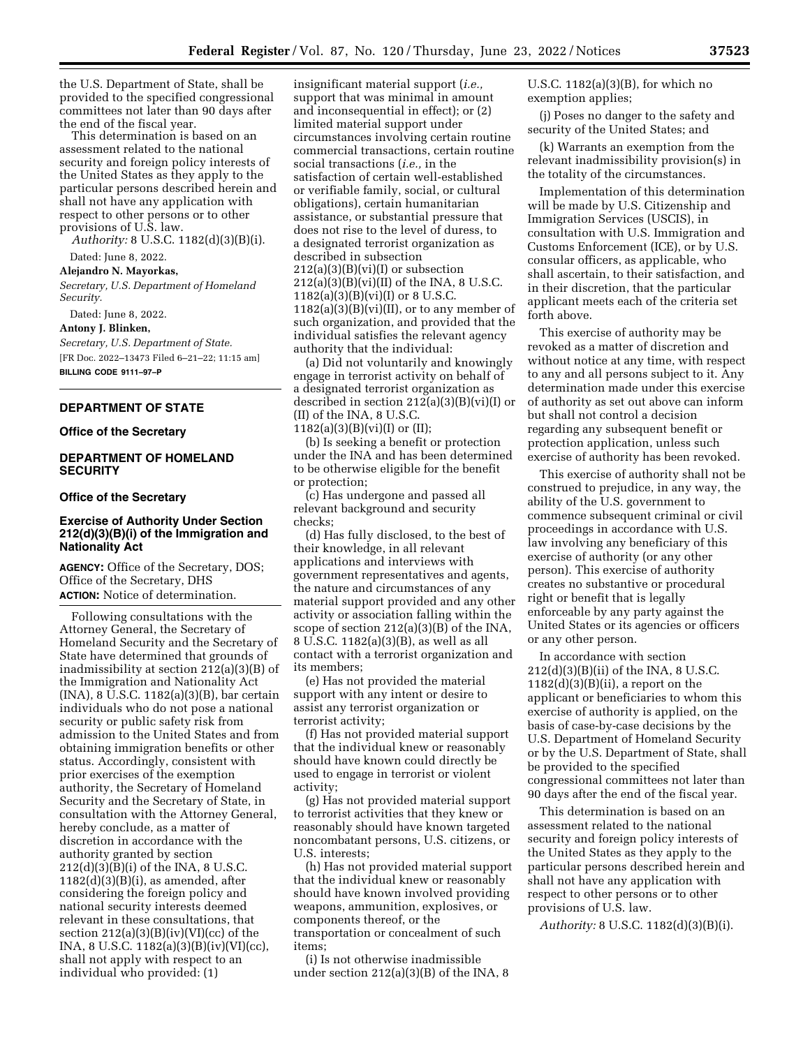the U.S. Department of State, shall be provided to the specified congressional committees not later than 90 days after the end of the fiscal year.

This determination is based on an assessment related to the national security and foreign policy interests of the United States as they apply to the particular persons described herein and shall not have any application with respect to other persons or to other provisions of U.S. law.

*Authority:* 8 U.S.C. 1182(d)(3)(B)(i).

Dated: June 8, 2022.

**Alejandro N. Mayorkas,**

*Secretary, U.S. Department of Homeland Security.*

Dated: June 8, 2022.

**Antony J. Blinken,**

*Secretary, U.S. Department of State.*

[FR Doc. 2022–13473 Filed 6–21–22; 11:15 am]

**BILLING CODE 9111–97–P**

**DEPARTMENT OF STATE**

**Office of the Secretary**

**DEPARTMENT OF HOMELAND SECURITY**

**Office of the Secretary**

## Exercise of Authority Under Section 212(d)(3)(B)(i) of the Immigration and Nationality Act

**AGENCY:** Office of the Secretary, DOS; Office of the Secretary, DHS

**ACTION:** Notice of determination.

Following consultations with the Attorney General, the Secretary of Homeland Security and the Secretary of State have determined that grounds of inadmissibility at section 212(a)(3)(B) of the Immigration and Nationality Act (INA), 8 U.S.C. 1182(a)(3)(B), bar certain individuals who do not pose a national security or public safety risk from admission to the United States and from obtaining immigration benefits or other status. Accordingly, consistent with prior exercises of the exemption authority, the Secretary of Homeland Security and the Secretary of State, in consultation with the Attorney General, hereby conclude, as a matter of discretion in accordance with the authority granted by section 212(d)(3)(B)(i) of the INA, 8 U.S.C. 1182(d)(3)(B)(i), as amended, after considering the foreign policy and national security interests deemed relevant in these consultations, that section 212(a)(3)(B)(iv)(VI)(cc) of the INA, 8 U.S.C. 1182(a)(3)(B)(iv)(VI)(cc), shall not apply with respect to an individual who provided: (1) insignificant material support (*i.e.,* support that was minimal in amount and inconsequential in effect); or (2) limited material support under circumstances involving certain routine commercial transactions, certain routine social transactions (*i.e.,* in the satisfaction of certain well-established or verifiable family, social, or cultural obligations), certain humanitarian assistance, or substantial pressure that does not rise to the level of duress, to a designated terrorist organization as described in subsection 212(a)(3)(B)(vi)(I) or subsection 212(a)(3)(B)(vi)(II) of the INA, 8 U.S.C. 1182(a)(3)(B)(vi)(I) or 8 U.S.C. 1182(a)(3)(B)(vi)(II), or to any member of such organization, and provided that the individual satisfies the relevant agency authority that the individual:

(a) Did not voluntarily and knowingly engage in terrorist activity on behalf of a designated terrorist organization as described in section 212(a)(3)(B)(vi)(I) or (II) of the INA, 8 U.S.C. 1182(a)(3)(B)(vi)(I) or (II);

(b) Is seeking a benefit or protection under the INA and has been determined to be otherwise eligible for the benefit or protection;

(c) Has undergone and passed all relevant background and security checks;

(d) Has fully disclosed, to the best of their knowledge, in all relevant applications and interviews with government representatives and agents, the nature and circumstances of any material support provided and any other activity or association falling within the scope of section 212(a)(3)(B) of the INA, 8 U.S.C. 1182(a)(3)(B), as well as all contact with a terrorist organization and its members;

(e) Has not provided the material support with any intent or desire to assist any terrorist organization or terrorist activity;

(f) Has not provided material support that the individual knew or reasonably should have known could directly be used to engage in terrorist or violent activity;

(g) Has not provided material support to terrorist activities that they knew or reasonably should have known targeted noncombatant persons, U.S. citizens, or U.S. interests;

(h) Has not provided material support that the individual knew or reasonably should have known involved providing weapons, ammunition, explosives, or components thereof, or the transportation or concealment of such items;

(i) Is not otherwise inadmissible under section 212(a)(3)(B) of the INA, 8 U.S.C. 1182(a)(3)(B), for which no exemption applies;

(j) Poses no danger to the safety and security of the United States; and

(k) Warrants an exemption from the relevant inadmissibility provision(s) in the totality of the circumstances.

Implementation of this determination will be made by U.S. Citizenship and Immigration Services (USCIS), in consultation with U.S. Immigration and Customs Enforcement (ICE), or by U.S. consular officers, as applicable, who shall ascertain, to their satisfaction, and in their discretion, that the particular applicant meets each of the criteria set forth above.

This exercise of authority may be revoked as a matter of discretion and without notice at any time, with respect to any and all persons subject to it. Any determination made under this exercise of authority as set out above can inform but shall not control a decision regarding any subsequent benefit or protection application, unless such exercise of authority has been revoked.

This exercise of authority shall not be construed to prejudice, in any way, the ability of the U.S. government to commence subsequent criminal or civil proceedings in accordance with U.S. law involving any beneficiary of this exercise of authority (or any other person). This exercise of authority creates no substantive or procedural right or benefit that is legally enforceable by any party against the United States or its agencies or officers or any other person.

In accordance with section 212(d)(3)(B)(ii) of the INA, 8 U.S.C. 1182(d)(3)(B)(ii), a report on the applicant or beneficiaries to whom this exercise of authority is applied, on the basis of case-by-case decisions by the U.S. Department of Homeland Security or by the U.S. Department of State, shall be provided to the specified congressional committees not later than 90 days after the end of the fiscal year.

This determination is based on an assessment related to the national security and foreign policy interests of the United States as they apply to the particular persons described herein and shall not have any application with respect to other persons or to other provisions of U.S. law.

*Authority:* 8 U.S.C. 1182(d)(3)(B)(i).